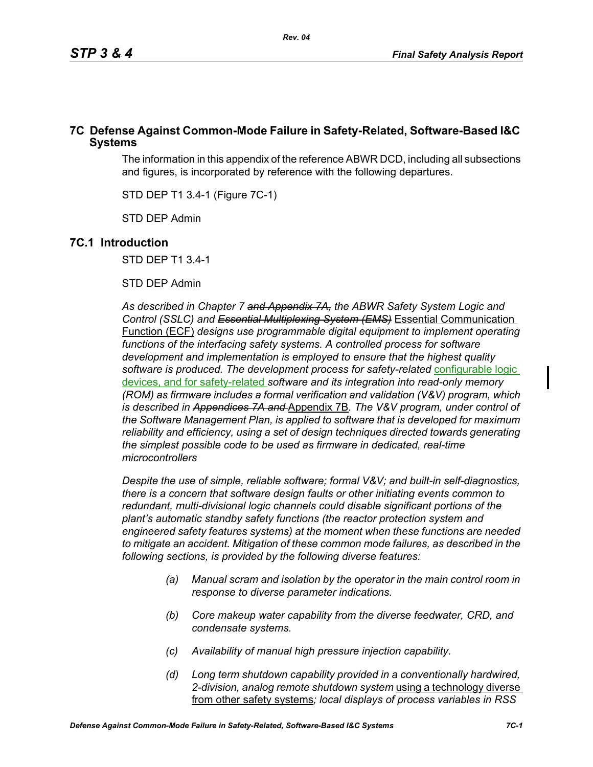## 7C Defense Against Common-Mode Failure in Safety-Related, Software-Based I&C Systems

The information in this appendix of the reference ABWR DCD, including all subsections and figures, is incorporated by reference with the following departures.

STD DEP T1 3.4-1 (Figure 7C-1)

STD DEP Admin

### 7C.1 Introduction

STD DEP T1 3.4-1

STD DEP Admin

*As described in Chapter 7 ~~and Appendix 7A,~~ the ABWR Safety System Logic and Control (SSLC) and ~~Essential Multiplexing System (EMS)~~* Essential Communication Function (ECF) *designs use programmable digital equipment to implement operating functions of the interfacing safety systems. A controlled process for software development and implementation is employed to ensure that the highest quality software is produced. The development process for safety-related* configurable logic devices, and for safety-related *software and its integration into read-only memory (ROM) as firmware includes a formal verification and validation (V&V) program, which is described in ~~Appendices 7A and~~* Appendix 7B. *The V&V program, under control of the Software Management Plan, is applied to software that is developed for maximum reliability and efficiency, using a set of design techniques directed towards generating the simplest possible code to be used as firmware in dedicated, real-time microcontrollers*

*Despite the use of simple, reliable software; formal V&V; and built-in self-diagnostics, there is a concern that software design faults or other initiating events common to redundant, multi-divisional logic channels could disable significant portions of the plant's automatic standby safety functions (the reactor protection system and engineered safety features systems) at the moment when these functions are needed to mitigate an accident. Mitigation of these common mode failures, as described in the following sections, is provided by the following diverse features:*

- *(a) Manual scram and isolation by the operator in the main control room in response to diverse parameter indications.*
- *(b) Core makeup water capability from the diverse feedwater, CRD, and condensate systems.*
- *(c) Availability of manual high pressure injection capability.*
- *(d) Long term shutdown capability provided in a conventionally hardwired, 2-division, ~~analog~~ remote shutdown system* using a technology diverse from other safety systems*; local displays of process variables in RSS*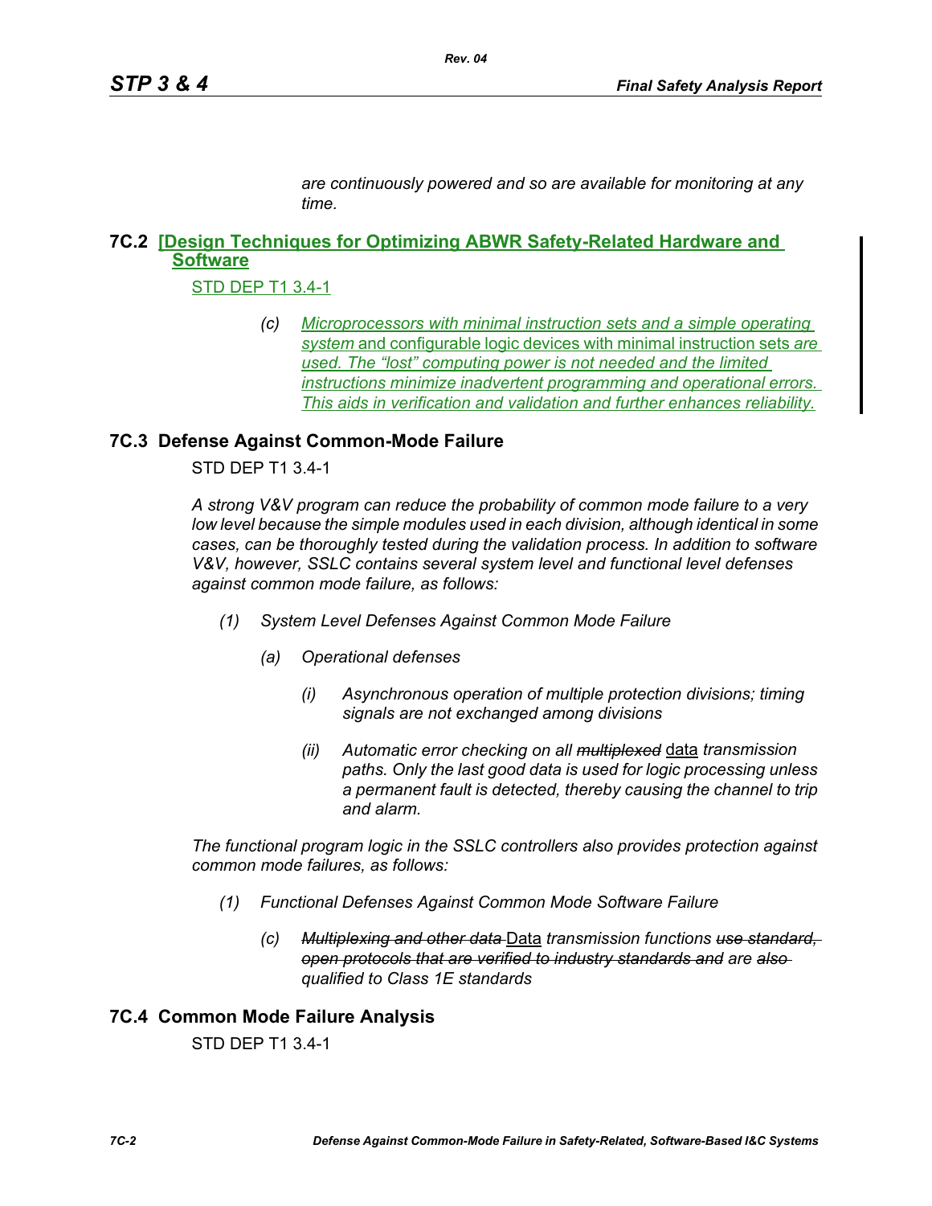*are continuously powered and so are available for monitoring at any time.*

## 7C.2 [Design Techniques for Optimizing ABWR Safety-Related Hardware and Software

STD DEP T1 3.4-1

> (c) *Microprocessors with minimal instruction sets and a simple operating system* and configurable logic devices with minimal instruction sets *are used. The "lost" computing power is not needed and the limited instructions minimize inadvertent programming and operational errors. This aids in verification and validation and further enhances reliability.*

## 7C.3 Defense Against Common-Mode Failure

STD DEP T1 3.4-1

*A strong V&V program can reduce the probability of common mode failure to a very low level because the simple modules used in each division, although identical in some cases, can be thoroughly tested during the validation process. In addition to software V&V, however, SSLC contains several system level and functional level defenses against common mode failure, as follows:*

(1) *System Level Defenses Against Common Mode Failure*

  (a) *Operational defenses*

    (i) *Asynchronous operation of multiple protection divisions; timing signals are not exchanged among divisions*

    (ii) *Automatic error checking on all ~~multiplexed~~* data *transmission paths. Only the last good data is used for logic processing unless a permanent fault is detected, thereby causing the channel to trip and alarm.*

*The functional program logic in the SSLC controllers also provides protection against common mode failures, as follows:*

(1) *Functional Defenses Against Common Mode Software Failure*

  (c) *~~Multiplexing and other data~~* Data *transmission functions ~~use standard, open protocols that are verified to industry standards and~~ are ~~also~~ qualified to Class 1E standards*

## 7C.4 Common Mode Failure Analysis

STD DEP T1 3.4-1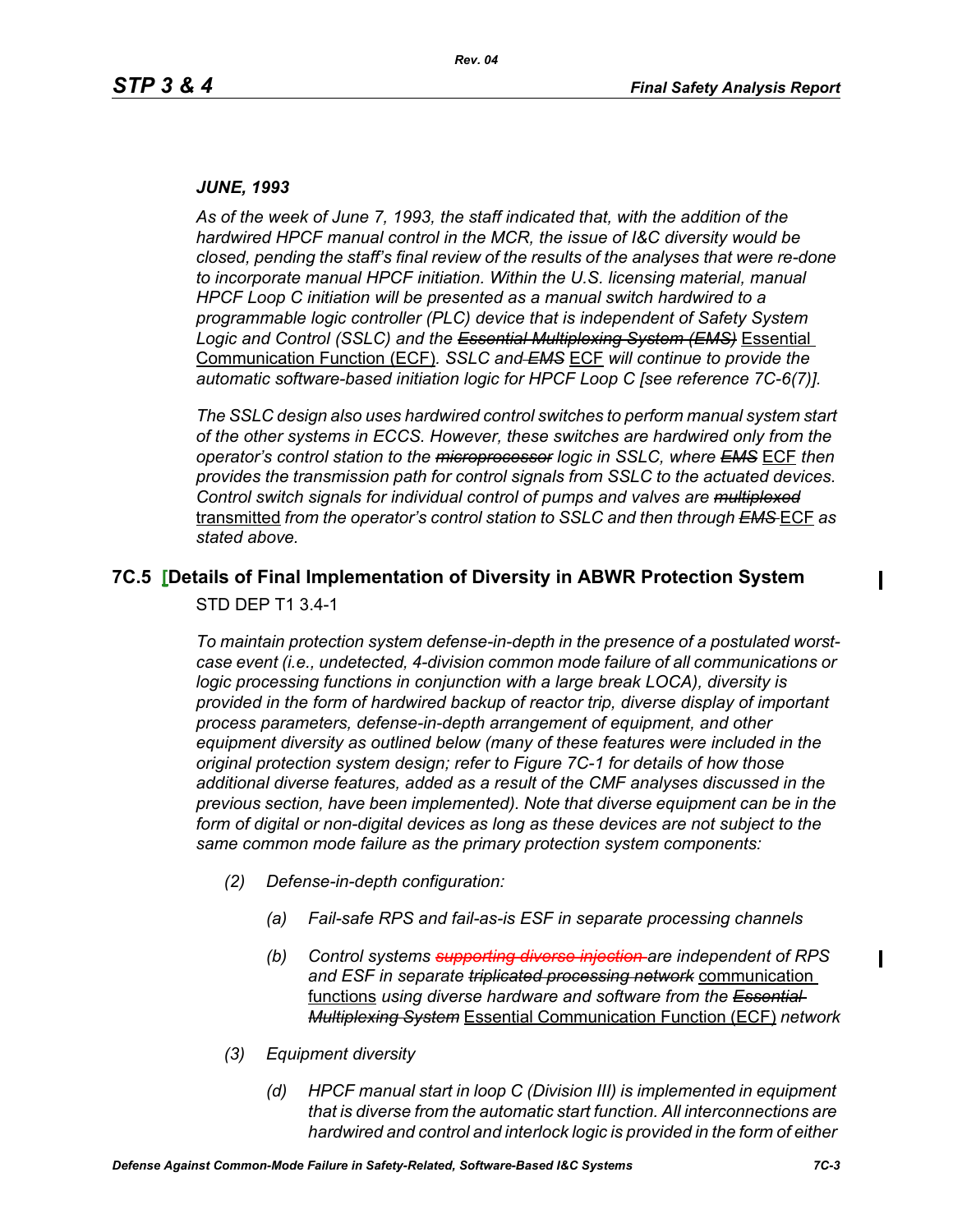*JUNE, 1993*

*As of the week of June 7, 1993, the staff indicated that, with the addition of the hardwired HPCF manual control in the MCR, the issue of I&C diversity would be closed, pending the staff's final review of the results of the analyses that were re-done to incorporate manual HPCF initiation. Within the U.S. licensing material, manual HPCF Loop C initiation will be presented as a manual switch hardwired to a programmable logic controller (PLC) device that is independent of Safety System Logic and Control (SSLC) and the ~~Essential Multiplexing System (EMS)~~* Essential Communication Function (ECF)*. SSLC and ~~EMS~~* ECF *will continue to provide the automatic software-based initiation logic for HPCF Loop C [see reference 7C-6(7)].*

*The SSLC design also uses hardwired control switches to perform manual system start of the other systems in ECCS. However, these switches are hardwired only from the operator's control station to the ~~microprocessor~~ logic in SSLC, where ~~EMS~~* ECF *then provides the transmission path for control signals from SSLC to the actuated devices. Control switch signals for individual control of pumps and valves are ~~multiplexed~~* transmitted *from the operator's control station to SSLC and then through ~~EMS~~* ECF *as stated above.*

## 7C.5 [Details of Final Implementation of Diversity in ABWR Protection System

STD DEP T1 3.4-1

*To maintain protection system defense-in-depth in the presence of a postulated worst-case event (i.e., undetected, 4-division common mode failure of all communications or logic processing functions in conjunction with a large break LOCA), diversity is provided in the form of hardwired backup of reactor trip, diverse display of important process parameters, defense-in-depth arrangement of equipment, and other equipment diversity as outlined below (many of these features were included in the original protection system design; refer to Figure 7C-1 for details of how those additional diverse features, added as a result of the CMF analyses discussed in the previous section, have been implemented). Note that diverse equipment can be in the form of digital or non-digital devices as long as these devices are not subject to the same common mode failure as the primary protection system components:*

- *(2) Defense-in-depth configuration:*
  - *(a) Fail-safe RPS and fail-as-is ESF in separate processing channels*
  - *(b) Control systems ~~supporting diverse injection~~ are independent of RPS and ESF in separate ~~triplicated processing network~~* communication functions *using diverse hardware and software from the ~~Essential Multiplexing System~~* Essential Communication Function (ECF) *network*
- *(3) Equipment diversity*
  - *(d) HPCF manual start in loop C (Division III) is implemented in equipment that is diverse from the automatic start function. All interconnections are hardwired and control and interlock logic is provided in the form of either*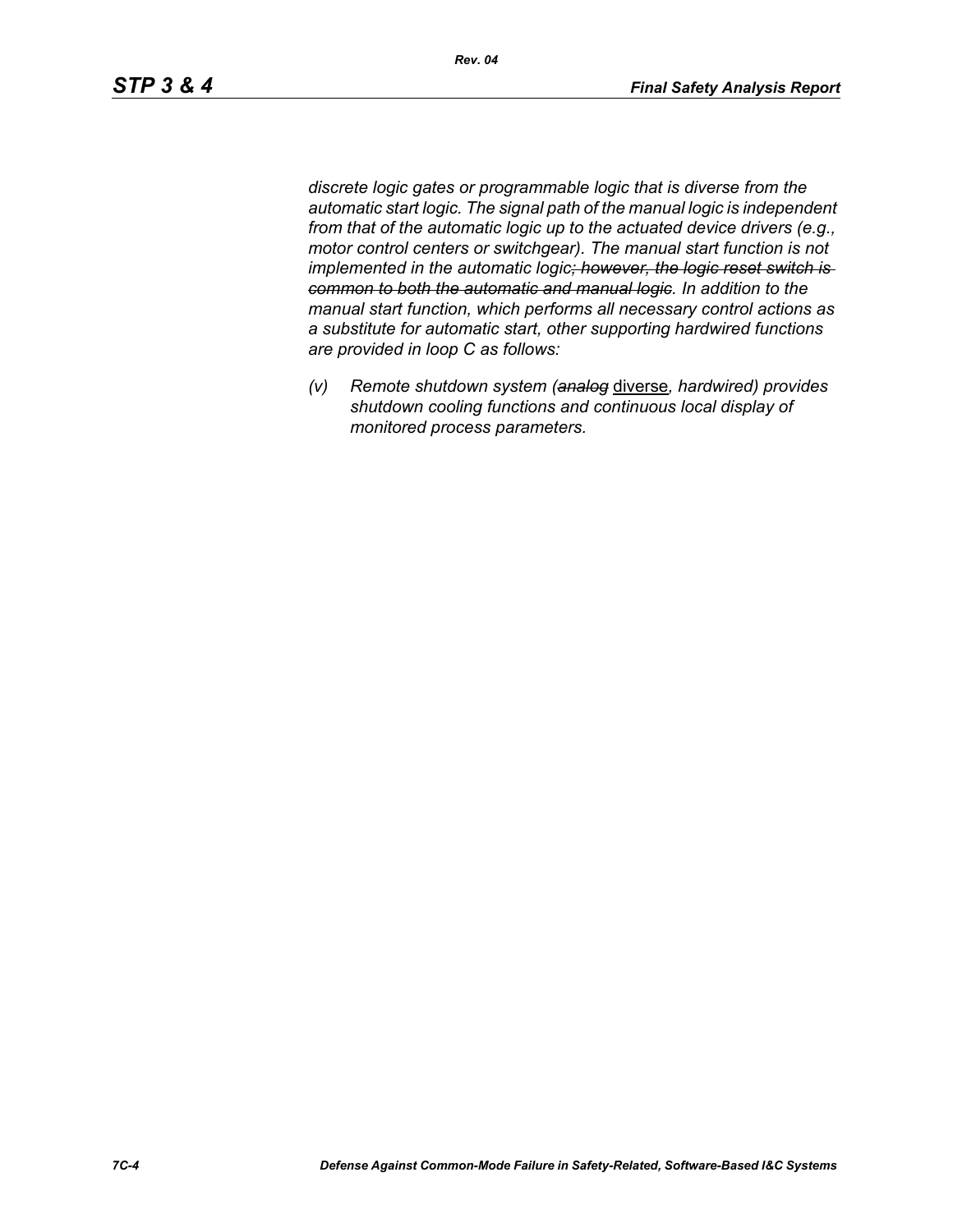*discrete logic gates or programmable logic that is diverse from the automatic start logic. The signal path of the manual logic is independent from that of the automatic logic up to the actuated device drivers (e.g., motor control centers or switchgear). The manual start function is not implemented in the automatic logic~~; however, the logic reset switch is common to both the automatic and manual logic~~. In addition to the manual start function, which performs all necessary control actions as a substitute for automatic start, other supporting hardwired functions are provided in loop C as follows:*

*(v) Remote shutdown system (~~analog~~* <u>diverse</u>*, hardwired) provides shutdown cooling functions and continuous local display of monitored process parameters.*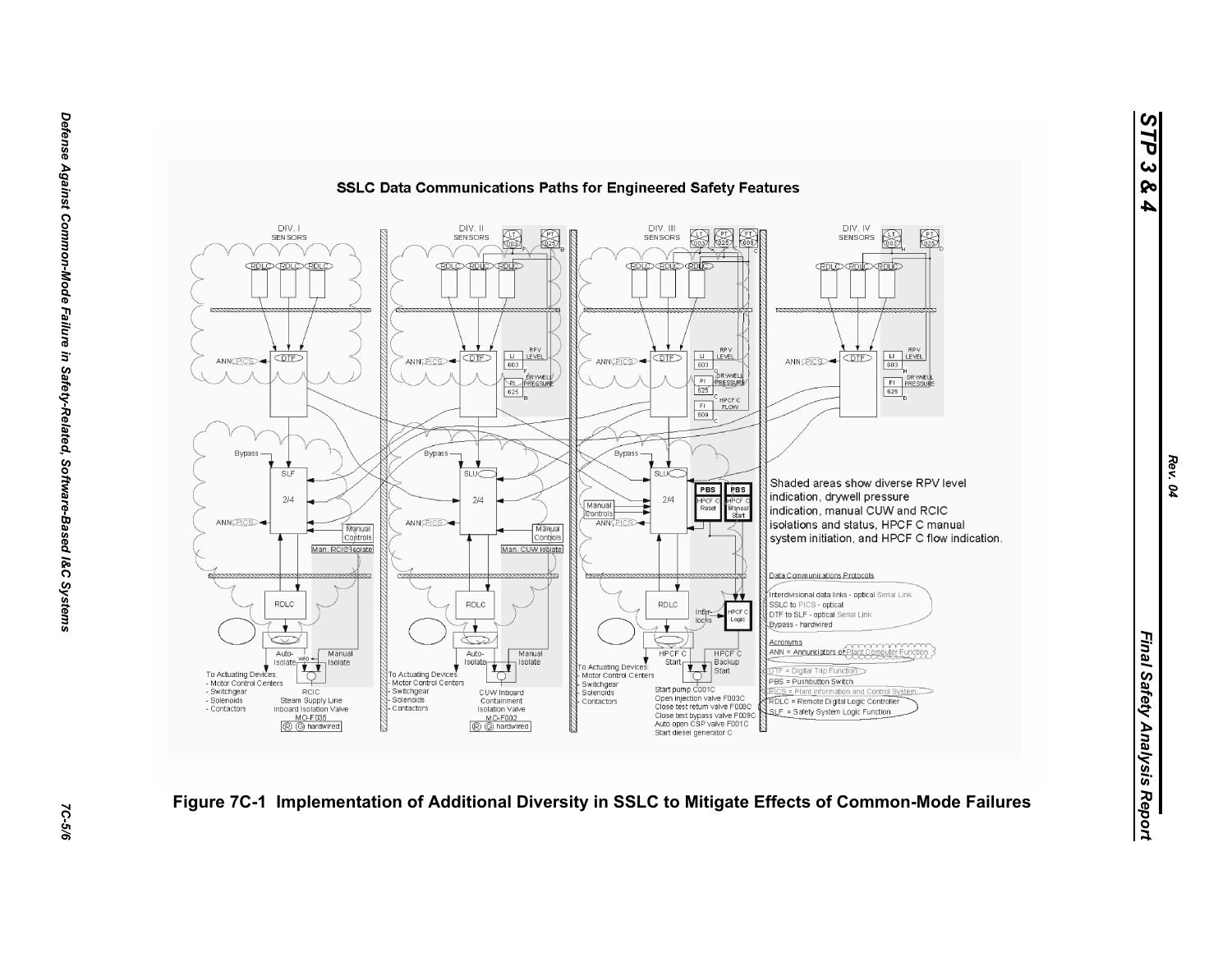SSLC Data Communications Paths for Engineered Safety Features

DIV. I SENSORS

DIV. II SENSORS

DIV. III SENSORS

DIV. IV SENSORS

RDLC

DTF

SLF

SLU

2/4

Bypass

ANN PICS

Manual Controls

Man. RCIC Isolate

Man. CUW Isolate

LI 603 RPV LEVEL

PI 625 DRYWELL PRESSURE

FI 609 HPCF C FLOW

LT 003

PT 025

FT 008

PBS HPCF C Reset

PBS HPCF C Manual Start

HPCF C Logic

Inter-locks

Auto-Isolate

Manual Isolate

HPCF C Start

HPCF C Backup Start

To Actuating Devices:
- Motor Control Centers
- Switchgear
- Solenoids
- Contactors

RCIC Steam Supply Line Inboard Isolation Valve MO-F035

CUW Inboard Containment Isolation Valve MO-F002

hardwired

Start pump C001C
Open injection valve F003C
Close test return valve F008C
Close test bypass valve F009C
Auto open CSP valve F001C
Start diesel generator C

Shaded areas show diverse RPV level indication, drywell pressure indication, manual CUW and RCIC isolations and status, HPCF C manual system initiation, and HPCF C flow indication.

Data Communications Protocols

Interdivisional data links - optical Serial Link
SSLC to PICS - optical
DTF to SLF - optical Serial Link
Bypass - hardwired

Acronyms

ANN = Annunciators or Plant Computer Function
DTF = Digital Trip Function
PBS = Pushbutton Switch
PICS = Plant Information and Control System
RDLC = Remote Digital Logic Controller
SLF = Safety System Logic Function

Figure 7C-1 Implementation of Additional Diversity in SSLC to Mitigate Effects of Common-Mode Failures